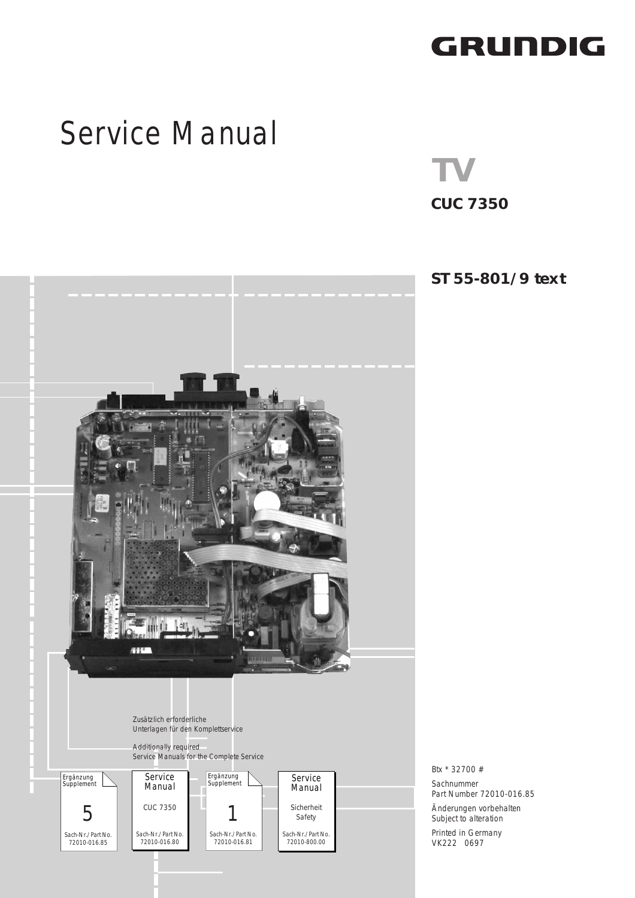GRUNDIG

# Service Manual

# TV

## CUC 7350

## ST 55-801/9 text

Zusätzlich erforderliche
Unterlagen für den Komplettservice

Additionally required
Service Manuals for the Complete Service

| Ergänzung Supplement | Service Manual | Ergänzung Supplement | Service Manual |
|---|---|---|---|
| 5 | CUC 7350 | 1 | Sicherheit Safety |
| Sach-Nr./Part No. 72010-016.85 | Sach-Nr./Part No. 72010-016.80 | Sach-Nr./Part No. 72010-016.81 | Sach-Nr./Part No. 72010-800.00 |

Btx * 32700 #

Sachnummer
Part Number 72010-016.85

Änderungen vorbehalten
Subject to alteration

Printed in Germany
VK222 0697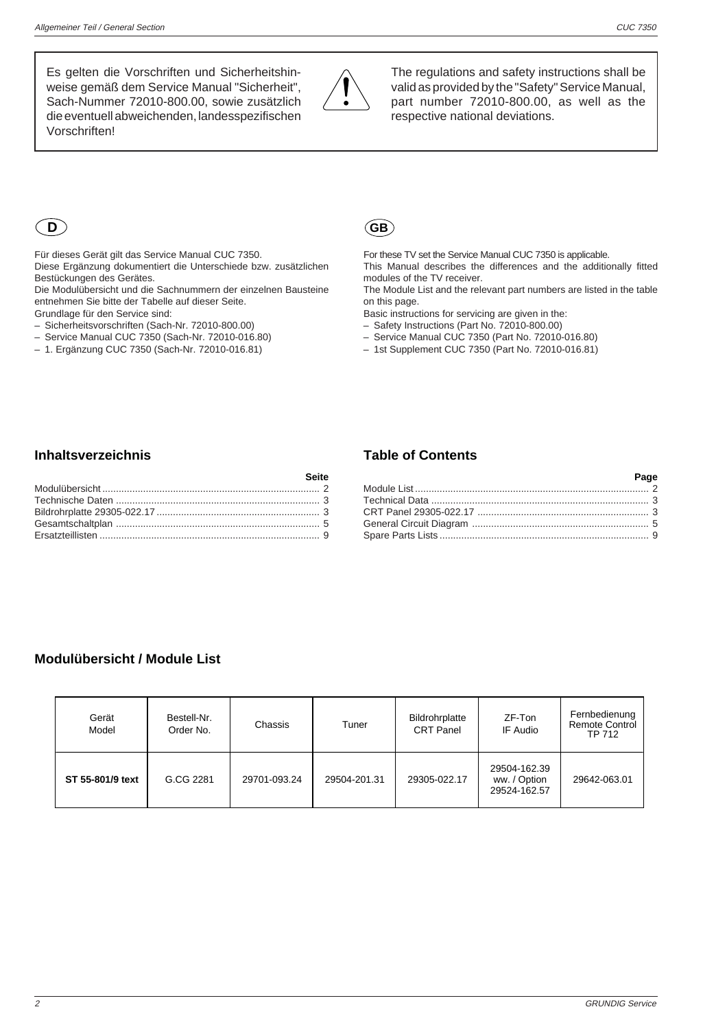Es gelten die Vorschriften und Sicherheitshinweise gemäß dem Service Manual "Sicherheit", Sach-Nummer 72010-800.00, sowie zusätzlich die eventuell abweichenden, landesspezifischen Vorschriften!

The regulations and safety instructions shall be valid as provided by the "Safety" Service Manual, part number 72010-800.00, as well as the respective national deviations.

**D**

Für dieses Gerät gilt das Service Manual CUC 7350.
Diese Ergänzung dokumentiert die Unterschiede bzw. zusätzlichen Bestückungen des Gerätes.
Die Modulübersicht und die Sachnummern der einzelnen Bausteine entnehmen Sie bitte der Tabelle auf dieser Seite.
Grundlage für den Service sind:

- Sicherheitsvorschriften (Sach-Nr. 72010-800.00)
- Service Manual CUC 7350 (Sach-Nr. 72010-016.80)
- 1. Ergänzung CUC 7350 (Sach-Nr. 72010-016.81)

**GB**

For these TV set the Service Manual CUC 7350 is applicable.
This Manual describes the differences and the additionally fitted modules of the TV receiver.
The Module List and the relevant part numbers are listed in the table on this page.
Basic instructions for servicing are given in the:

- Safety Instructions (Part No. 72010-800.00)
- Service Manual CUC 7350 (Part No. 72010-016.80)
- 1st Supplement CUC 7350 (Part No. 72010-016.81)

## Inhaltsverzeichnis

| | Seite |
|---|---|
| Modulübersicht | 2 |
| Technische Daten | 3 |
| Bildrohrplatte 29305-022.17 | 3 |
| Gesamtschaltplan | 5 |
| Ersatzteillisten | 9 |

## Table of Contents

| | Page |
|---|---|
| Module List | 2 |
| Technical Data | 3 |
| CRT Panel 29305-022.17 | 3 |
| General Circuit Diagram | 5 |
| Spare Parts Lists | 9 |

## Modulübersicht / Module List

| Gerät Model | Bestell-Nr. Order No. | Chassis | Tuner | Bildrohrplatte CRT Panel | ZF-Ton IF Audio | Fernbedienung Remote Control TP 712 |
|---|---|---|---|---|---|---|
| **ST 55-801/9 text** | G.CG 2281 | 29701-093.24 | 29504-201.31 | 29305-022.17 | 29504-162.39 ww. / Option 29524-162.57 | 29642-063.01 |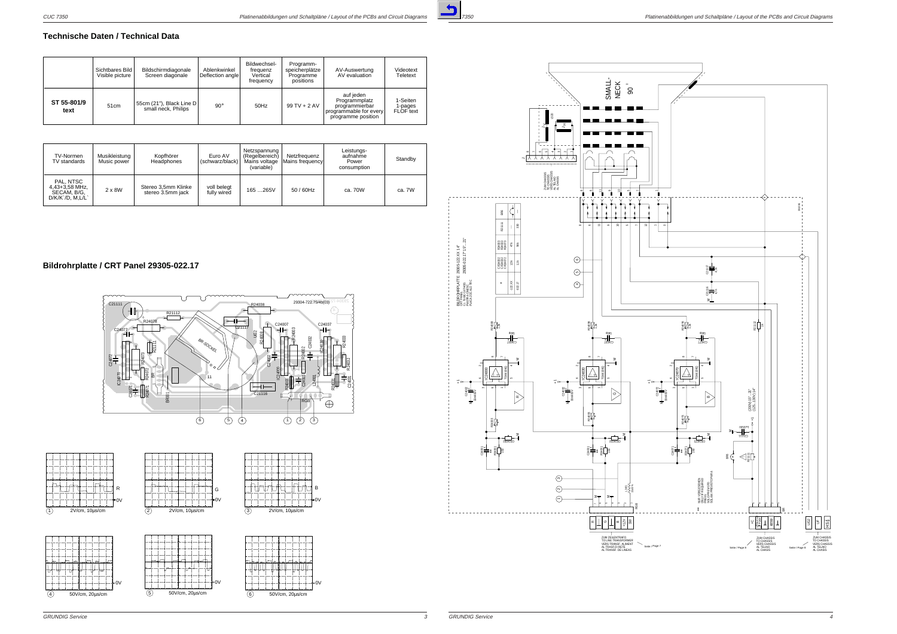## Technische Daten / Technical Data

| | Sichtbares Bild<br>Visible picture | Bildschirmdiagonale<br>Screen diagonale | Ablenkwinkel<br>Deflection angle | Bildwechsel-frequenz<br>Vertical frequency | Programm-speicherplätze<br>Programme positions | AV-Auswertung<br>AV evaluation | Videotext<br>Teletext |
|---|---|---|---|---|---|---|---|
| **ST 55-801/9 text** | 51cm | 55cm (21"), Black Line D small neck, Philips | 90° | 50Hz | 99 TV + 2 AV | auf jeden Programmplatz programmierbar<br>programmable for every programme position | 1-Seiten<br>1-pages<br>FLOF text |

| TV-Normen<br>TV standards | Musikleistung<br>Music power | Kopfhörer<br>Headphones | Euro AV<br>(schwarz/black) | Netzspannung (Regelbereich)<br>Mains voltage (variable) | Netzfrequenz<br>Mains frequency | Leistungs-aufnahme<br>Power consumption | Standby |
|---|---|---|---|---|---|---|---|
| PAL, NTSC 4,43+3,58 MHz, SECAM, B/G, D/K/K´/D, M,L/L´ | 2 x 8W | Stereo 3,5mm Klinke<br>stereo 3.5mm jack | voll belegt<br>fully wired | 165 …265V | 50 / 60Hz | ca. 70W | ca. 7W |

## Bildrohrplatte / CRT Panel 29305-022.17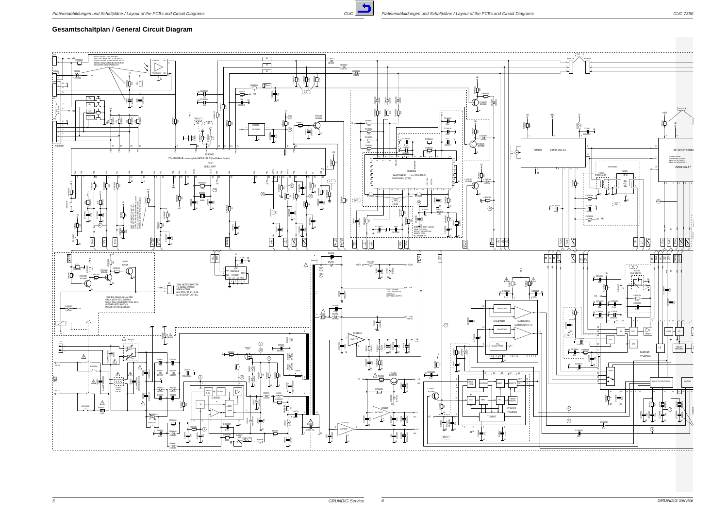## Gesamtschaltplan / General Circuit Diagram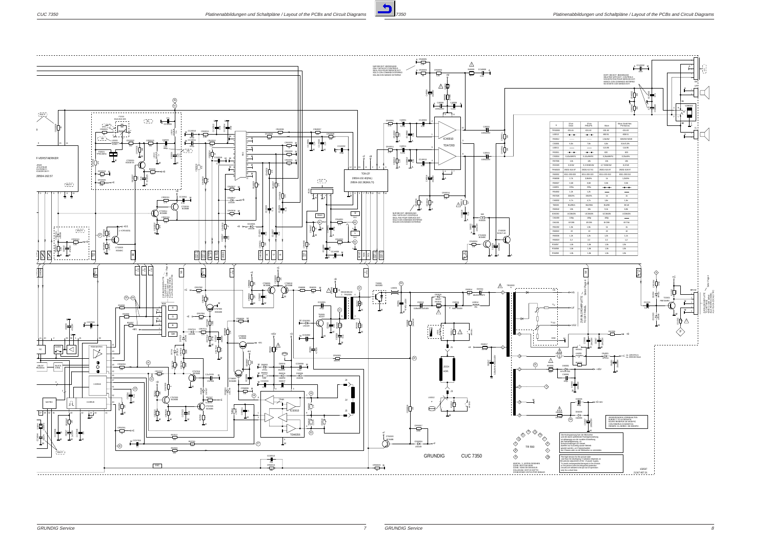NUR BEI EXT. BEDIENUNG
ONLY WITH EXT. CONTROLS
SEUL. PAS POUR SERVICE EXT.
SOLO CON COMANDO ESTERNO
SOLAM CON MANDO EXTERNO

ENTF. BEI EXT. BEDIENUNG
DELETED WITH EXT. CONTROLS
ABSENTE PAS POUR SERVICE EXT.
MANCA CON COMANDO ESTERNO
NO EXISTE CON MANDO EXT.

F-VERSTAERKER
29504-162.57

TON-ZF
29504-102.40(NL)
29504-162.39(MULTI)

IC40010
TDA7263

IC50010
TDA8356

ZUR BILDROHRPLATTE
TO CRT PANEL

| x | 37cm Dxx | 37cm PHILIPS | 55cm | 55cm Small Neck PH/Samsu |
|---|---|---|---|---|
| TR5000 | 431.41 | 431.42 | 431.40 | 431.81 |
| L5012 | | | 898.51 | 898.51 |
| R5002 | ------ | ------ | 1,8kW | 820Ω/W NDW |
| C5005 | 6,8n | 7,8n | 8,8n | 9,1n/1,6kV |
| L5011 | ------ | ------ | 113.85 | 114.85 |
| R5011 | | | 820 | 820 |
| C5004 | 0,42u/5KPV | 0,42u/5KPV | 0,39u/5KPV | 0,33u/5KPV |
| R5706 | 12k | 12k | 10k | 18k |
| R2405 | 3,3/1W | 3,3 OHM/1W | 4,7 OHM/1W | 6,8/1W |
| TR5003 | 29201-513.97 | 29201-517.91 | 29201-510.97 | 29201-518.97 |
| R6002 | 8311-330-928 | 8311-330-930 | 8311-330-910 | 8311-330-910 |
| R5006 | 2,7k | 3,9k/Rs | 1k | 1,2k/Rs |
| R6027 | 0,68 | 0,68 | 0,56 | 0,56 |
| L5601 | 220u | 220u | | |
| R5002 | 1,2k | 1,2k | | |
| R5704 | 330/Rs | 330/Rs | 1k | 1k |
| C5002 | 4,7n | 4,7n | 1,8n | 1,8n |
| T5020 | BU2508 | BU2508 | BU2508 | BC45 |
| R6042 | 10k | 10k | 8,2k | 6,8k |
| IC5000 | UC3843N | UC3843N | UC3843N | UC3843N |
| C1600 | 100p | 100p | 100p | |
| D6101 | BY299 | BY299 | BY299 | BY756 |
| R6192 | 1,5k | 1,5k | 1k | 1k |
| R6020 | 22 | 22 | 22 | 10 |
| R6006 | 1,2k | 1,2k | 1,2k | 1,1k |
| R5019 | 2,2 | 2,2 | 2,2 | 1,2 |
| R5497 | 1,8k | 1,8k | 1,5k | 1,5k |
| R5498 | 1,8k | 1,8k | 1,5k | 1,5k |
| R5499 | 1,8k | 1,8k | 1,5k | 1,5k |

ÄNDERUNGEN VORBEHALTEN
SUBJECT TO ALTERATION
SOUS RESERVE DE MODIFIC.
CON RISERVA DI MODIFICA
RESERV. EL DEREC. DE MODIFIC.

Die Hochspannung fuer die Bildroehre und die damit auftretende Roentgenstrahlung ist abhaengig von der exakten Einstellung des Netzteils +A. Schutzschaltungen im Gerät dürfen nur kurzzeitig ausser Betrieb gesetzt werden, um Folgeschaeden am Chassis oder an der Bildroehre zu vermeiden.

The high tension for the picture tube and thus the developing X-radiation depends on the precise adjustment of the +A power supply. To avoid consequential damages to the chassis or the picture tube the following marked circuits are allowed to be put out of operation only for a short time.

GRUNDIG CUC 7350

TR 550

ANSCHL. V. UNTEN GESEHEN
CONN. BOTTOM VIEW
CONN. VUES DE DESSOUS
COLLEG. VISTI DI SOTTO
CONEXIONES VISTAS POR DEBAJO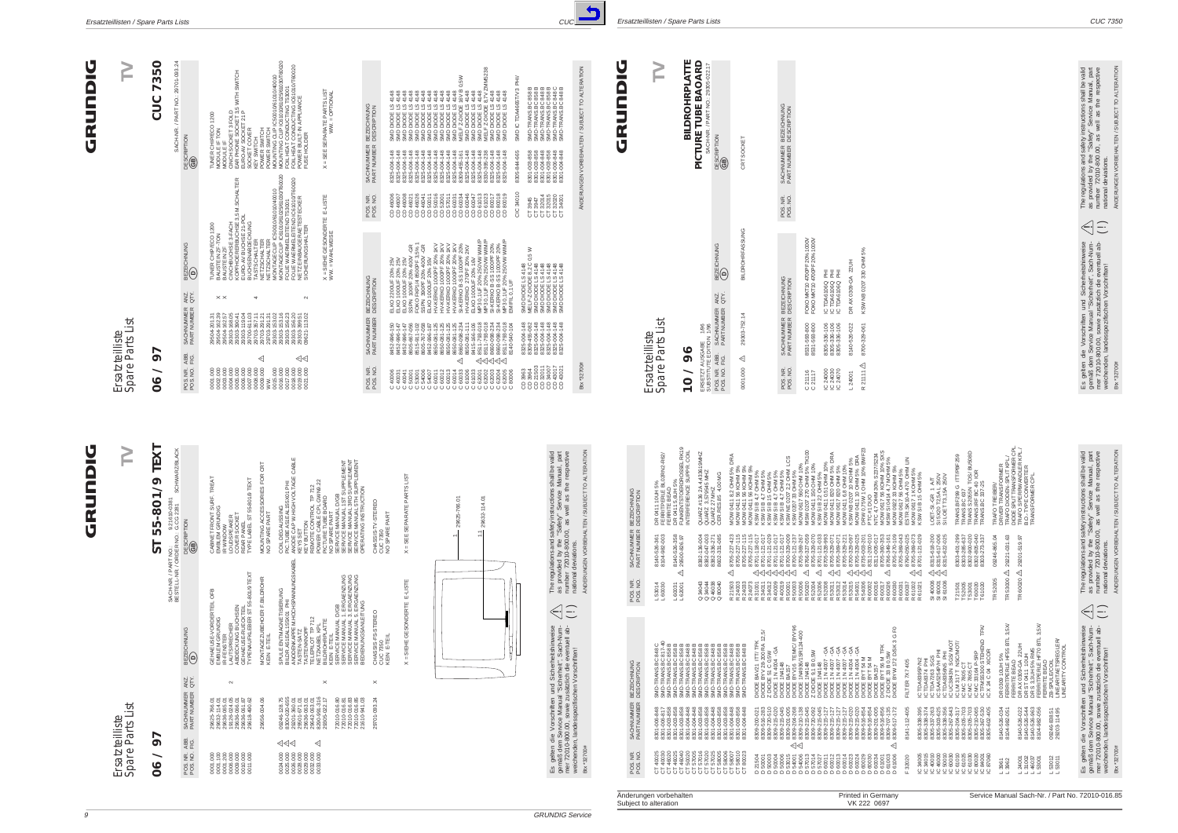# GRUNDIG TV

## Ersatzteilliste / Spare Parts List — 06 / 97

### ST 55-801/9 TEXT

SACH-NR. / PART NO. 9 21610-0381
BESTELL-NR. / ORDER NO. G.CG 2281 SCHWARZ/BLACK

| POS. NR. POS. NO. | ABB. FIG. | SACHNUMMER PART NUMBER | ANZ. QTY. | BEZEICHNUNG (D) | DESCRIPTION (GB) |
|---|---|---|---|---|---|
| 0001.000 | | 29635-766.01 | | GEHAEUSEVORDERTEIL GRB | CABINET FRONT SURF. TREAT |
| 0001.100 | | 29633-114.01 | | EMBLEM GRUNDIG | EMBLEM GRUNDIG |
| 0001.200 | | 29636-065.01 | | IR-FENSTER | IR-WINDOW |
| 0004.000 | | 15026-324.05 | 2 | LAUTSPRECHER | LOUDSPEAKER |
| 0006.000 | | 29636-066.01 | | ABDECKUNG BUCHSEN | COVER SOCKET |
| 0008.000 | | 29636-067.01 | | GEHAEUSERUECKTEIL | REAR PANEL |
| 0010.000 | | 29636-180.62 | | TYPENAUFKLEBER ST 55-801/9 TEXT | TYPE LABEL ST 55-801/9 TEXT |
| 0011.000 | | 29656-004.06 | | MONTAGEZUBEHOER F.BILDROHR KEIN E.TEIL | MOUNTING ACCESSORIES FOR CRT NO SPARE PART |
| 0024.000 | ⚠ | 09246-128.75 | | SPULE ENTMAGNETISIERUNG | COIL DEGAUSSING |
| 0025.000 | ⚠ | 8300-120-055 | | BILDR.A51EAL155X31 PHI | PIC. TUBE A51EAL155X31 PHI |
| 0026.000 | ⚠ | 29635-360.01 | | ANODENKAPPE M.HOCHSPANNUNGSKABEL | ANODE CAP W.HIGH VOLTAGE CABLE |
| 0028.000 | | 29601-671.01 | | TASTEN-SATZ | KEYS SET |
| 0029.000 | | 29634-363.01 | | TASTKNOPF | KEY BUTTON |
| 0031.000 | | 29642-093.01 | | TELEPILOT TP 712 | REMOTE CONTROL TP 712 |
| 0032.000 | | 8300-091-316 | | NETZKABEL GRAU | POWER CABLE GREY |
| 0033.000 | | 29305-022.17 | X | BILDROHRPLATTE | PICTURE TUBE BOARD |
| | | 72010-016.80 | | KEIN E.TEIL | NO SPARE PART |
| | | 72010-016.81 | | SERVICE MANUAL DVGB | SERVICE MANUAL DVGB |
| | | 72010-016.83 | | SERVICE MANUAL 1.ERGAENZUNG | SERVICE MANUAL 1ST SUPPLEMENT |
| | | 72010-016.84 | | SERVICE MANUAL 2.ERGAENZUNG | SERVICE MANUAL 2ND SUPPLEMENT |
| | | 72010-016.85 | | SERVICE MANUAL 3.ERGAENZUNG | SERVICE MANUAL 3TH SUPPLEMENT |
| | | 72010-941.03 | | BEDIENUNGSANLEITUNG | OPERATING INSTRUCTION |
| | | 29701-093.24 | X | CHASSIS FS-STEREO CUC 7350 KEIN E.TEIL | CHASSIS TV-STEREO CUC 7350 NO SPARE PART |

X = SIEHE GESONDERTE E-LISTE / X = SEE SEPARATE PARTS LIST

1 29635-766.01
11 29633-114.01

Es gelten die Vorschriften und Sicherheitshinweise gemäß dem Service Manual "Sicherheit", Sach-Nummer 72010-800.00, sowie zusätzlich die eventuell abweichenden, landesspezifischen Vorschriften!

The regulations and safety instructions shall be valid as provided by the "Safety" Service Manual, part number 72010-800.00, as well as the respective national deviations.

ÄNDERUNGEN VORBEHALTEN / SUBJECT TO ALTERATION

Bk *32700#

---

| POS. NR. POS. NO. | ABB. FIG. | SACHNUMMER PART NUMBER | BEZEICHNUNG DESCRIPTION |
|---|---|---|---|
| CT 40025 | | 8301-006-848 | SMD-TRANS.BC 848 C |
| CT 40030 | | 8301-006-817 | SMD-TRANS.BC 817-40 |
| CT 40031 | | 8301-004-848 | SMD-TRANS.BC 848 B |
| CT 40033 | | 8301-003-858 | SMD-TRANS.BC 858 B |
| CT 40034 | | 8301-004-848 | SMD-TRANS.BC 848 B |
| CT 50020 | | 8301-004-848 | SMD-TRANS.BC 848 B |
| CT 57015 | | 8301-003-858 | SMD-TRANS.BC 858 B |
| CT 57020 | | 8301-003-858 | SMD-TRANS.BC 858 B |
| CT 58001 | | 8301-003-858 | SMD-TRANS.BC 858 B |
| CT 58005 | | 8301-003-858 | SMD-TRANS.BC 858 B |
| CT 58006 | | 8301-004-848 | SMD-TRANS.BC 848 B |
| CT 58007 | | 8301-004-848 | SMD-TRANS.BC 848 B |
| CT 60015 | | 8301-004-848 | SMD-TRANS.BC 848 B |
| CT 60020 | | 8301-004-848 | SMD-TRANS.BC 848 B |
| D 21504 | | 8309-200-021 | DIODE BAV21 ITT/TFK |
| D 25022 | | 8309-516-203 | DIODE BYV 29-200 RA 12.5/ |
| D 40016 | | 8309-730-052 | Z-DIODE 5,1 C 0.5W |
| D 50004 | | 8309-225-020 | DIODE 1 N 4004 - GA |
| D 50006 | | 8309-215-045 | DIODE 1N4148 |
| D 53001 | | 8309-215-057 | DIODE BA157 |
| D 54001 | ⚠ | 8309-204-208 | DIODE BYV16 TEMIC/ BYV96 |
| D 55003 | ⚠ | 8309-515-027 | DIODE 1N4589 SFL34-400 |
| D 55004 | | 8309-215-045 | DIODE 1N4148 |
| D 57014 | | 8309-215-045 | DIODE 1N4148 |
| D 57027 | | 8309-215-045 | DIODE 1N4148 |
| D 60011 | | 8309-225-127 | DIODE 1 N 4007 - GA |
| D 60012 | | 8309-225-127 | DIODE 1 N 4007 - GA |
| D 60013 | | 8309-225-127 | DIODE 1 N 4007 - GA |
| D 60014 | | 8309-225-127 | DIODE 1 N 4007 - GA |
| D 60023 | | 8309-225-020 | DIODE 1 N 4004 - GA |
| D 60024 | | 8309-225-020 | DIODE 1 N 4004 - GA |
| D 60029 | | 8309-516-054 | DIODE BYT 54 M |
| D 60030 | | 8309-516-054 | DIODE BYT 54 M |
| D 60034 | | 8309-215-005 | DIODE BA157 |
| D 61001 | | 8309-516-956 | DIODE BYT 56 M TFK |
| D 61003 | | 8309-702-155 | Z-DIODE 15 0.5W |
| D 61006 | ⚠ | 8309-517-172 | DIODE BYW 172 D/SK 3 G FD |
| F 32020 | | 8341-112-405 | FILTER 7K7 405 |
| IC 34005 | | 8305-338-395 | IC TDA 8395P/N2 |
| IC 34015 | | 8305-338-374 | IC TDA8374 PHI |
| IC 40030 | | 8305-337-763 | IC TDA 7263 SGS |
| IC 40060 | | 8305-333-425 | IC SAA5254P/H PHI |
| IC 53001 | | 8305-338-356 | IC TDA8356 PHI |
| IC 60030 | | 8305-267-043 | IC UC3843N SGS/MOT |
| IC 61020 | | 8305-347-117 | IC LM 317 T |
| IC 61025 | | 8305-205-703 | IC 7805 CT |
| IC 61030 | | 8305-205-703 | IC 7805 CT |
| IC 80000 | | 8305-309-165 | IC MC 3316 P-SRP |
| IC 84000 | | 8305-320-533 | IC TMS3035 STEHEND TFK/ |
| IC 87000 | | 8305-336-504 | IC X 24 C 04 |
| L 3861 | | 8140-536-024 | DROSSEL 10UH 5% |
| L 3862 | | 8140-682-051 | FERRITPERLE HF56 BTL 3,5X/ |
| L 24001 | | 8140-536-022 | DR AX 1MHA GA 22UH |
| L 31002 | | 8140-536-541 | DR ST 0411 10UH |
| L 40023 | | 8140-536-548 | DR ST 3 10UH 5% PHIL |
| L 55001 | | 8140-682-056 | FERRITPERLE HF70 BTL 3,5X/ |
| L 58012 | | 09246-883.51 | ZB SPULE/COIL |
| L 58011 | | 29203-114.95 | LINEARITAETSREGLER/ LINEARITY CONTROL |
| L 53014 | | 8140-536-361 | DR 0411 10UH 5% |
| L 60030 | | 8104-682-003 | FERRITPERLE BL02RN2-R62/ |
| L 60031 | | 8140-536-358 | DR 0411 5,6UH 5% |
| L 60061 | ⚠ | 29500-026.97 | ENTSTOERDROSSEL RK19 / INTERFERENCE SUPPR. COIL |
| Q 34040 | | 8302-136-004 | QUARZ 4136 2A 4,433619MHZ |
| Q 34044 | | 8302-047-003 | QUARZ 3,579545 MHZ |
| Q 40035 | | 8302-336-273 | QUARZ 27MHZ |
| Q 40040 | | 8602-331-065 | CER.RES.65 4,00 MG |
| R 21503 | ⚠ | 8705-227-423 | MOW 0411 8,2 OHM 5% DRA |
| R 24033 | ⚠ | 8705-227-115 | MOW 0411 56 KOHM 5% |
| R 24073 | ⚠ | 8705-227-115 | MOW 0411 56 KOHM 5% |
| R 31002 | ⚠ | 8701-121-017 | KSW SI 8 4,7 OHM 5% |
| R 34011 | ⚠ | 8701-121-017 | KSW SI 8 4,7 OHM 5% |
| R 40001 | ⚠ | 8701-121-017 | KSW SI 8 4,7 OHM 5% |
| R 40005 | ⚠ | 8701-121-017 | KSW SI 8 4,7 OHM 5% |
| R 40006 | ⚠ | 8703-120-007 | KSW NE 0207 2,2 OHM LCS |
| R 50003 | ⚠ | 8701-121-337 | KSW 0207 8,45 OHM 5% |
| R 50006 | ⚠ | 8703-198-003 | KSW 0102 220 OHM 10% |
| R 50020 | ⚠ | 8706-327-069 | MSW 0207 270 OHM 5% TK100 |
| R 52001 | ⚠ | 8701-114-003 | MSW 0411 3,3 OHM 10% |
| R 52006 | ⚠ | 8701-123-033 | KSW SI 8 22 OHM 5% |
| R 53000 | ⚠ | 8705-398-067 | MOW 0411 820 OHM 5% DRA |
| R 53011 | ⚠ | 8705-398-071 | MOW 0617 820 OHM 5% |
| R 53012 | ⚠ | 8705-329-027 | MOW 0411 1,8 OHM 10% |
| R 53015 | ⚠ | 8703-329-069 | KSW NB 0207 10 KOHM 5% |
| R 54001 | ⚠ | 8705-327-233 | MOW 0411 33 OHM 5% DRA |
| R 54006 | ⚠ | 8705-003-031 | DPW 0,75W 1 OHM 10% BWF23 |
| R 60000 | ⚠ | 8703-010-000 | NTC 4,7 OHM |
| R 60001 | ⚠ | 8311-000-027 | NTC 4,7 OHM 30% S237/S234 |
| R 60005 | ⚠ | 8705-393-403 | MOW 0617 56 KOHM 10% SXS |
| R 60020 | ⚠ | 8705-329-019 | KSW SX 0414 4,7 KOHM 5% |
| R 60031 | ⚠ | 8705-270-109 | MOW 0617 33 KOHM 5% |
| R 60036 | ⚠ | 8705-340-046 | MOW 0617 3,9 OHM 5% |
| R 60037 | ⚠ | 8700-058-325 | ESTR 58 20-4,70 OHM LIN |
| R 60038 | ⚠ | 8705-127-025 | MOW 0411 2,2 KOHM 5% |
| R 61020 | ⚠ | 8705-327-041 | MOW 0617 3,3 OHM 5% |
| R 61021 | ⚠ | 8701-123-029 | KSW SI 8 15 OHM 5% |
| SI 40000 | ⚠ | 8315-618-200 | LOET.-SI.-GR. 1 A/T |
| SI 60005 | ⚠ | 8315-617-066 | SI.S.X20 T2,5A L 250V |
| SI 61000 | ⚠ | 8315-622-025 | SI LOET T3,15A 250V |
| T 21505 | | 8303-401-259 | TRANS.BF259 G. ITT/PBF259 |
| T 25005 | | 8303-066-637 | TRANS.BC 637 |
| T 53001 | | 8302-930-020 | TRANS.S2055N TOSH/ BU2508D |
| T 60020 | | 8303-860-050 | TRANS.BUZ 90 A |
| T 61020 | | 8303-373-337 | TRANS.BC 337-25 |
| TR 53005 | | 09246-865.04 | TRAFO TREIBER / DRIVER TRANSFORMER |
| TR 53000 | ⚠ | 29201-031.83 | TRAFO DIODEN-SPLIT KPL. / DIODE SPLIT TRANSFORMER CPL |
| TR 60000 | ⚠ | 29201-019.97 | TRAFO SCHALTNETZTEIL KPL. / S.M.P.S. CONVERTER TRANSFORMER CPL |

Es gelten die Vorschriften und Sicherheitshinweise gemäß dem Service Manual "Sicherheit", Sach-Nummer 72010-800.00, sowie zusätzlich die eventuell abweichenden, landesspezifischen Vorschriften!

The regulations and safety instructions shall be valid as provided by the "Safety" Service Manual, part number 72010-800.00, as well as the respective national deviations.

ÄNDERUNGEN VORBEHALTEN / SUBJECT TO ALTERATION

Bk *32700#

---

## Ersatzteilliste / Spare Parts List — 06 / 97

### CUC 7350

SACH-NR. / PART NO. 29701-093.24

| POS. NR. POS. NO. | ABB. FIG. | SACHNUMMER PART NUMBER | ANZ. QTY. | BEZEICHNUNG (D) | DESCRIPTION (GB) |
|---|---|---|---|---|---|
| 0001.000 | | 29504-201.31 | | TUNER CHIP KOCO 1200 | TUNER CHIP KOCO 1200 |
| 0002.000 | | 29504-182.39 | X | BAUSTEIN ZF-TON | MODULE IF TON |
| 0003.000 | | 29504-182.57 | X | BAUSTEIN ZF | MODULE IF |
| 0004.000 | | 29303-188.05 | | CINCHBUCHSE 3-FACH | CINCH SOCKET 3 FOLD |
| 0005.000 | | 29303-190.41 | | KOPFHOERERBUCHSE 3,5 M SCHALTER | EAR PHONE SOCKET 3.5 M SWITCH |
| 0006.000 | | 29303-119.04 | | EURO-AV BUCHSE 21-POL | EURO-AV SOCKET 21 P |
| 0007.000 | | 29303-160.44 | | BUCHSENABDECKUNG | SOCKET COVER |
| 0008.000 | | 29703-357.11 | 4 | TASTSCHALTER | KEY SWITCH |
| 0009.000 | | 29703-291.01 | | NETZSCHALTER | POWER SWITCH |
| 0010.000 | | 29703-291.31 | | NETZSCHALTER | POWER SWITCH |
| 0015.000 | | 29303-153.02 | | MONTAGECLIP KCS010/0610/0400/10 | MOUNTING CLIP KCS010/0610/0400/10 |
| 0016.000 | | 29303-153.16 | | MONTAGECLIP KCS010/0610/0500/... | MOUNTING CLIP KCS010/0610/0500/... |
| 0017.000 | | 29303-155.23 | | FOLIE WAERMELEITEND TS3001 | FOIL HEAT CONDUCTING TS3001 |
| 0018.000 | | 29303-155.20 | | FOLIE WAERMELEITEND GT60020 | FOIL HEAT CONDUCTING GT60020 |
| 0019.000 | ⚠ | 29303-399.51 | | NETZEINBAUGERAETESTECKER | POWER BUILT IN APPLIANCE |
| 0021.000 | ⚠ | 08621-113.02 | 2 | SICHERUNGSHALTER | FUSE HOLDER |

X = SIEHE GESONDERTE E-LISTE / X = SEE SEPARATE PARTS LIST
WW. = WAHLWEISE / WW. = OPTIONAL

| POS. NR. POS. NO. | ABB. FIG. | SACHNUMMER PART NUMBER | BEZEICHNUNG DESCRIPTION |
|---|---|---|---|
| C 40006 | | 8452-996-150 | ELKO 2200UF 20% 25V |
| C 40031 | | 8452-996-147 | ELKO 1000UF 20% 25V |
| C 40041 | | 8452-996-147 | ELKO 1000UF 20% 25V |
| C 50001 | | 8605-467-056 | SSPN 300PF 20% 400V -GR |
| C 53005 | | 8615-501-102 | FOKO FKP1M 4600PF 10% 1... |
| C 54006 | | 8605-767-058 | SSPN 390PF 20% 400V -GR |
| C 57009 | | 8452-996-131 | ELKO 1000UF 20% 25V |
| C 60008 | ⚠ | 8650-081-125 | HVKERKO 1000PF 30% 3KV |
| C 60012 | ⚠ | 8650-081-125 | HVKERKO 1000PF 30% 3KV |
| C 60013 | ⚠ | 8650-081-125 | HVKERKO 1000PF 30% 3KV |
| C 60014 | ⚠ | 8650-081-125 | HVKERKO 1000PF 30% 3KV |
| C 60015 | ⚠ | 8650-098-234 | SI-KERKO B 33 1000PF 10% |
| C 60016 | ⚠ | 8650-081-111 | HVKERKO 1000PF 20% |
| C 60017 | | 8452-866-105 | ELKO 1UF 20% 16V |
| C 62001 | ⚠ | 8511-768-018 | MP30 0,1UF 250VW M/M/P |
| C 62002 | ⚠ | 8511-768-018 | MP30 0,1UF 20% 250VW M/M/P |
| C 62003 | ⚠ | 8660-098-234 | SI-KERKO B 33 1000PF 10% |
| C 62004 | ⚠ | 8660-098-234 | SI-KERKO B 33 1000PF 20% |
| C 62005 | ⚠ | 8511-768-018 | MP30 0,1UF 20% 250VW M/M/P |
| C 80006 | | 8140-540-104 | EMIFIL 0,1 UF |
| CD 3963 | | 8325-004-148 | SMD DIODE LS 4148 |
| CD 3964 | | 8309-495-062 | MELF-Z-DIODE 6,2 C 0,5 W |
| CD 21502 | | 8325-004-148 | SMD DIODE LS 4148 |
| CD 30011 | | 8325-004-148 | SMD DIODE LS 4148 |
| CD 40015 | | 8325-004-148 | SMD DIODE LS 4148 |
| CD 40017 | | 8325-004-148 | SMD DIODE LS 4148 |
| CD 40021 | | 8325-004-148 | SMD DIODE LS 4148 |
| CD 40006 | | 8325-004-148 | SMD DIODE LS 4148 |
| CD 40007 | | 8325-004-148 | SMD DIODE LS 4148 |
| CD 40008 | | 8325-004-148 | SMD DIODE LS 4148 |
| CD 40026 | | 8325-004-148 | SMD DIODE LS 4148 |
| CD 40041 | | 8325-004-148 | SMD DIODE LS 4148 |
| CD 50011 | | 8325-004-148 | SMD DIODE LS 4148 |
| CD 50016 | | 8325-004-148 | SMD DIODE LS 4148 |
| CD 52001 | | 8325-004-148 | SMD DIODE LS 4148 |
| CD 57011 | | 8325-004-148 | SMD DIODE LS 4148 |
| CD 60031 | | 8309-495-081 | MELF Z-DIODE 8V1 0,5W |
| CD 60034 | | 8325-004-148 | SMD DIODE LS 4148 |
| CD 60047 | | 8325-004-148 | SMD DIODE LS 4148 |
| CD 61013 | | 8325-004-148 | SMD DIODE LS 4148 |
| CD 61023 | | 8309-338-238 | MELF Z-DIODE 6,7V ZMM6238 |
| CD 60017 | | 8325-004-148 | SMD DIODE LS 4148 |
| CD 80018 | | 8325-004-148 | SMD DIODE LS 4148 |
| CD 60018 | | 8325-004-148 | SMD DIODE LS 4148 |
| CIC 34010 | | 8305-644-665 | SMD IC TDA4665T/V3 PHI/ |
| CT 3846 | | 8301-003-858 | SMD-TRANS.BC 858 B |
| CT 3847 | | 8301-003-858 | SMD-TRANS.BC 858 B |
| CT 32014 | | 8301-004-848 | SMD-TRANS.BC 848 B |
| CT 32015 | | 8301-004-848 | SMD-TRANS.BC 848 B |
| CT 32020 | | 8301-006-848 | SMD-TRANS.BC 848 C |
| CT 34001 | | 8301-006-848 | SMD-TRANS.BC 848 C |

Bk *32700#

ÄNDERUNGEN VORBEHALTEN / SUBJECT TO ALTERATION

---

## Ersatzteilliste / Spare Parts List — 10 / 96

### BILDROHRPLATTE / PICTURE TUBE BOARD

SACH-NR. / PART NO. 29305-022.17

ERSETZT AUSGABE 1/96
SUBSTITUTE EDITION 1/96

| POS. NR. POS. NO. | ABB. FIG. | SACHNUMMER PART NUMBER | ANZ. QTY. | BEZEICHNUNG (D) | DESCRIPTION (GB) |
|---|---|---|---|---|---|
| 0001.000 | ⚠ | 29303-752.14 | | BILDROHRFASSUNG | CRT SOCKET |

| POS. NR. POS. NO. | ABB. FIG. | SACHNUMMER PART NUMBER | BEZEICHNUNG DESCRIPTION |
|---|---|---|---|
| C 21116 | | 8531-558-800 | FOKO MKT18 4700PF 20% 1000V |
| C 21117 | | 8531-558-800 | FOKO MKT18 4700PF 20% 1000V |
| IC 24000 | | 8305-336-106 | IC TDA6100Q PHI |
| IC 24030 | | 8305-336-106 | IC TDA6100Q PHI |
| IC 24060 | | 8305-336-106 | IC TDA6100Q PHI |
| L 24001 | | 8140-526-432 | DR AX 0309-GA 22UH |
| R 21111 | ⚠ | 8700-329-083 | KSW NB 0207 330 OHM 5% |

Es gelten die Vorschriften und Sicherheitshinweise gemäß dem Service Manual "Sicherheit", Sach-Nummer 72010-800.00, sowie zusätzlich die eventuell abweichenden, landesspezifischen Vorschriften!

The regulations and safety instructions shall be valid as provided by the "Safety" Service Manual, part number 72010-800.00, as well as the respective national deviations.

ÄNDERUNGEN VORBEHALTEN / SUBJECT TO ALTERATION

Bk *32700#